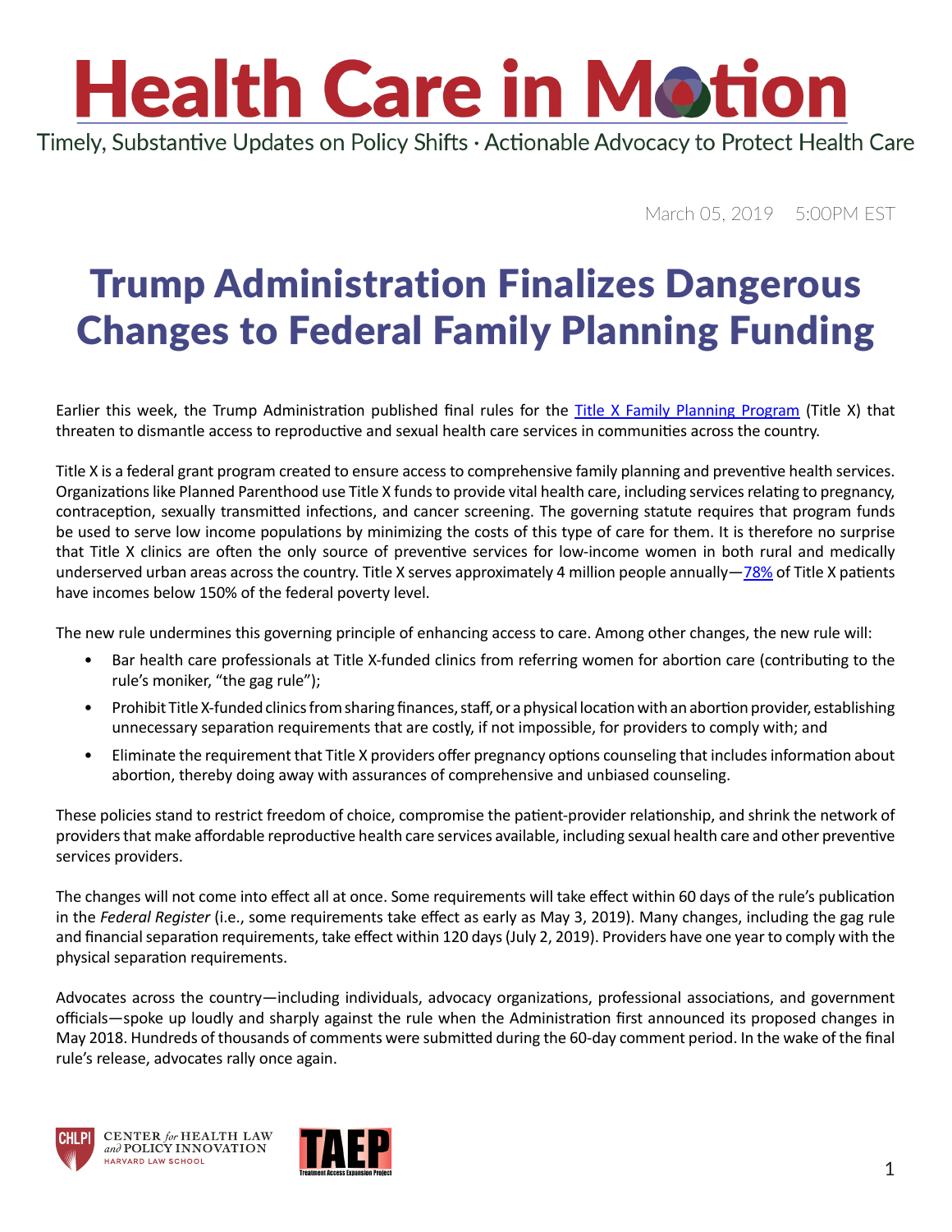# Health Care in Motion

Timely, Substantive Updates on Policy Shifts · Actionable Advocacy to Protect Health Care

March 05, 2019 5:00PM EST

# Trump Administration Finalizes Dangerous Changes to Federal Family Planning Funding

Earlier this week, the Trump Administration published final rules for the [Title X Family Planning Program]() (Title X) that threaten to dismantle access to reproductive and sexual health care services in communities across the country.

Title X is a federal grant program created to ensure access to comprehensive family planning and preventive health services. Organizations like Planned Parenthood use Title X funds to provide vital health care, including services relating to pregnancy, contraception, sexually transmitted infections, and cancer screening. The governing statute requires that program funds be used to serve low income populations by minimizing the costs of this type of care for them. It is therefore no surprise that Title X clinics are often the only source of preventive services for low-income women in both rural and medically underserved urban areas across the country. Title X serves approximately 4 million people annually—[78%]() of Title X patients have incomes below 150% of the federal poverty level.

The new rule undermines this governing principle of enhancing access to care. Among other changes, the new rule will:

- Bar health care professionals at Title X-funded clinics from referring women for abortion care (contributing to the rule's moniker, "the gag rule");
- Prohibit Title X-funded clinics from sharing finances, staff, or a physical location with an abortion provider, establishing unnecessary separation requirements that are costly, if not impossible, for providers to comply with; and
- Eliminate the requirement that Title X providers offer pregnancy options counseling that includes information about abortion, thereby doing away with assurances of comprehensive and unbiased counseling.

These policies stand to restrict freedom of choice, compromise the patient-provider relationship, and shrink the network of providers that make affordable reproductive health care services available, including sexual health care and other preventive services providers.

The changes will not come into effect all at once. Some requirements will take effect within 60 days of the rule's publication in the *Federal Register* (i.e., some requirements take effect as early as May 3, 2019). Many changes, including the gag rule and financial separation requirements, take effect within 120 days (July 2, 2019). Providers have one year to comply with the physical separation requirements.

Advocates across the country—including individuals, advocacy organizations, professional associations, and government officials—spoke up loudly and sharply against the rule when the Administration first announced its proposed changes in May 2018. Hundreds of thousands of comments were submitted during the 60-day comment period. In the wake of the final rule's release, advocates rally once again.

CHLPI CENTER *for* HEALTH LAW *and* POLICY INNOVATION HARVARD LAW SCHOOL

TAEP Treatment Access Expansion Project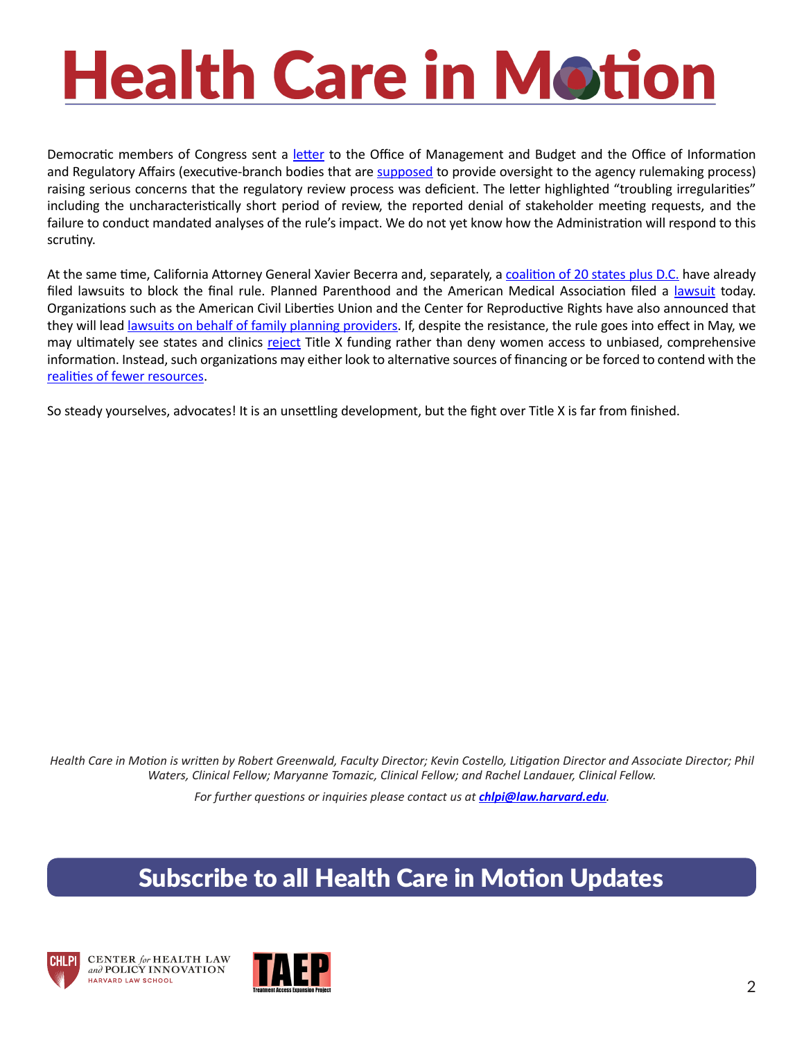# Health Care in Motion

Democratic members of Congress sent a letter to the Office of Management and Budget and the Office of Information and Regulatory Affairs (executive-branch bodies that are supposed to provide oversight to the agency rulemaking process) raising serious concerns that the regulatory review process was deficient. The letter highlighted "troubling irregularities" including the uncharacteristically short period of review, the reported denial of stakeholder meeting requests, and the failure to conduct mandated analyses of the rule's impact. We do not yet know how the Administration will respond to this scrutiny.

At the same time, California Attorney General Xavier Becerra and, separately, a coalition of 20 states plus D.C. have already filed lawsuits to block the final rule. Planned Parenthood and the American Medical Association filed a lawsuit today. Organizations such as the American Civil Liberties Union and the Center for Reproductive Rights have also announced that they will lead lawsuits on behalf of family planning providers. If, despite the resistance, the rule goes into effect in May, we may ultimately see states and clinics reject Title X funding rather than deny women access to unbiased, comprehensive information. Instead, such organizations may either look to alternative sources of financing or be forced to contend with the realities of fewer resources.

So steady yourselves, advocates! It is an unsettling development, but the fight over Title X is far from finished.

*Health Care in Motion is written by Robert Greenwald, Faculty Director; Kevin Costello, Litigation Director and Associate Director; Phil Waters, Clinical Fellow; Maryanne Tomazic, Clinical Fellow; and Rachel Landauer, Clinical Fellow.*

*For further questions or inquiries please contact us at **chlpi@law.harvard.edu**.*

**Subscribe to all Health Care in Motion Updates**

CHLPI CENTER *for* HEALTH LAW *and* POLICY INNOVATION HARVARD LAW SCHOOL

TAEP Treatment Access Expansion Project